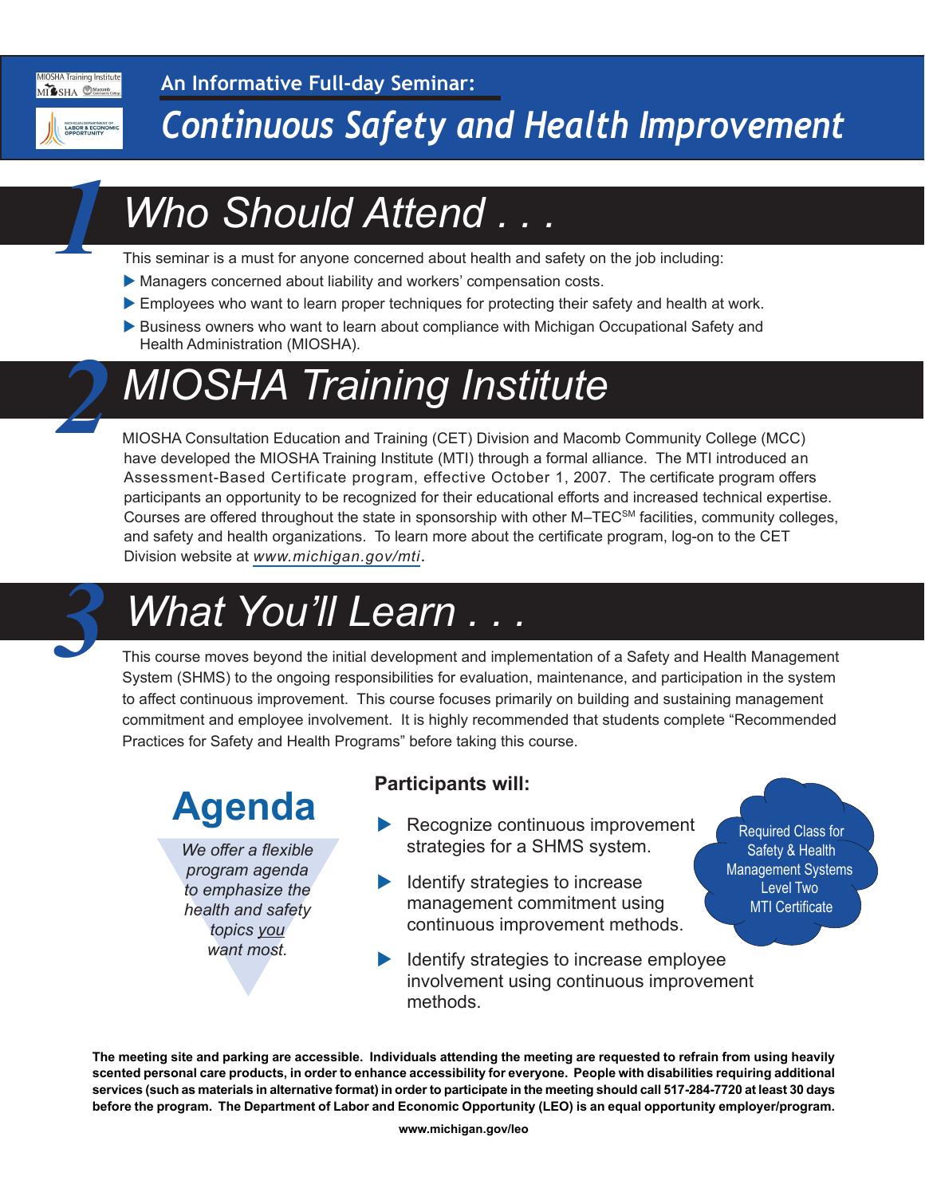An Informative Full-day Seminar:

# Continuous Safety and Health Improvement

## 1 Who Should Attend . . .

This seminar is a must for anyone concerned about health and safety on the job including:

- Managers concerned about liability and workers' compensation costs.
- Employees who want to learn proper techniques for protecting their safety and health at work.
- Business owners who want to learn about compliance with Michigan Occupational Safety and Health Administration (MIOSHA).

## 2 MIOSHA Training Institute

MIOSHA Consultation Education and Training (CET) Division and Macomb Community College (MCC) have developed the MIOSHA Training Institute (MTI) through a formal alliance. The MTI introduced an Assessment-Based Certificate program, effective October 1, 2007. The certificate program offers participants an opportunity to be recognized for their educational efforts and increased technical expertise. Courses are offered throughout the state in sponsorship with other M–TEC[SM] facilities, community colleges, and safety and health organizations. To learn more about the certificate program, log-on to the CET Division website at *www.michigan.gov/mti*.

## 3 What You'll Learn . . .

This course moves beyond the initial development and implementation of a Safety and Health Management System (SHMS) to the ongoing responsibilities for evaluation, maintenance, and participation in the system to affect continuous improvement. This course focuses primarily on building and sustaining management commitment and employee involvement. It is highly recommended that students complete "Recommended Practices for Safety and Health Programs" before taking this course.

### Agenda

*We offer a flexible program agenda to emphasize the health and safety topics you want most.*

**Participants will:**

- Recognize continuous improvement strategies for a SHMS system.
- Identify strategies to increase management commitment using continuous improvement methods.
- Identify strategies to increase employee involvement using continuous improvement methods.

Required Class for Safety & Health Management Systems Level Two MTI Certificate

**The meeting site and parking are accessible. Individuals attending the meeting are requested to refrain from using heavily scented personal care products, in order to enhance accessibility for everyone. People with disabilities requiring additional services (such as materials in alternative format) in order to participate in the meeting should call 517-284-7720 at least 30 days before the program. The Department of Labor and Economic Opportunity (LEO) is an equal opportunity employer/program.**

**www.michigan.gov/leo**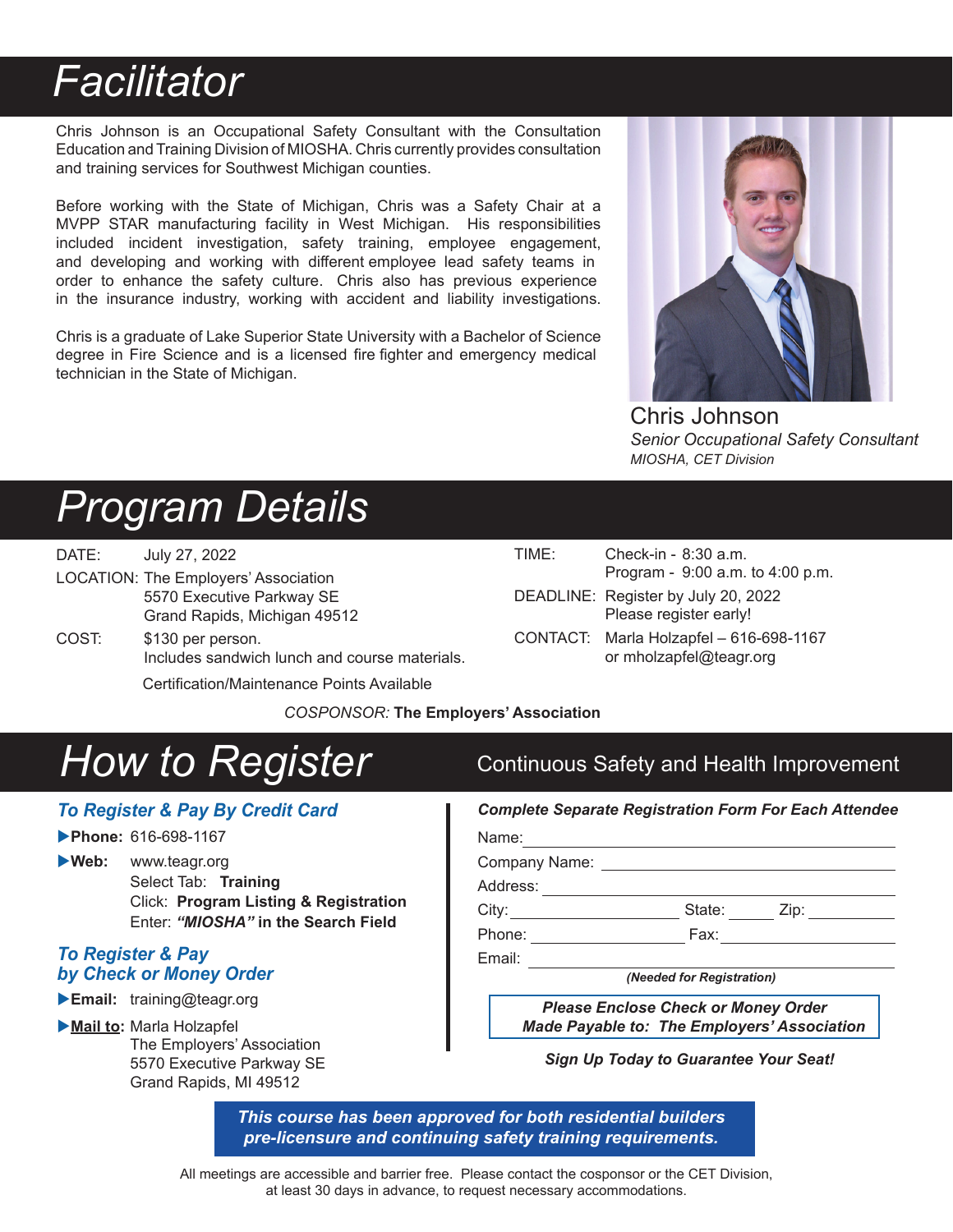# Facilitator

Chris Johnson is an Occupational Safety Consultant with the Consultation Education and Training Division of MIOSHA. Chris currently provides consultation and training services for Southwest Michigan counties.

Before working with the State of Michigan, Chris was a Safety Chair at a MVPP STAR manufacturing facility in West Michigan. His responsibilities included incident investigation, safety training, employee engagement, and developing and working with different employee lead safety teams in order to enhance the safety culture. Chris also has previous experience in the insurance industry, working with accident and liability investigations.

Chris is a graduate of Lake Superior State University with a Bachelor of Science degree in Fire Science and is a licensed fire fighter and emergency medical technician in the State of Michigan.

Chris Johnson
*Senior Occupational Safety Consultant*
*MIOSHA, CET Division*

# Program Details

DATE: July 27, 2022

LOCATION: The Employers' Association
5570 Executive Parkway SE
Grand Rapids, Michigan 49512

COST: $130 per person.
Includes sandwich lunch and course materials.

Certification/Maintenance Points Available

TIME: Check-in - 8:30 a.m.
Program - 9:00 a.m. to 4:00 p.m.

DEADLINE: Register by July 20, 2022
Please register early!

CONTACT: Marla Holzapfel – 616-698-1167
or mholzapfel@teagr.org

*COSPONSOR:* **The Employers' Association**

# How to Register

Continuous Safety and Health Improvement

### *To Register & Pay By Credit Card*

- **Phone:** 616-698-1167
- **Web:** www.teagr.org
  Select Tab: **Training**
  Click: **Program Listing & Registration**
  Enter: ***"MIOSHA"* in the Search Field**

### *To Register & Pay by Check or Money Order*

- **Email:** training@teagr.org
- **Mail to:** Marla Holzapfel
  The Employers' Association
  5570 Executive Parkway SE
  Grand Rapids, MI 49512

***Complete Separate Registration Form For Each Attendee***

Name: ____________________

Company Name: ____________________

Address: ____________________

City: ____________ State: ______ Zip: ________

Phone: ____________ Fax: ____________

Email: ____________________

***(Needed for Registration)***

***Please Enclose Check or Money Order Made Payable to: The Employers' Association***

***Sign Up Today to Guarantee Your Seat!***

***This course has been approved for both residential builders pre-licensure and continuing safety training requirements.***

All meetings are accessible and barrier free. Please contact the cosponsor or the CET Division, at least 30 days in advance, to request necessary accommodations.